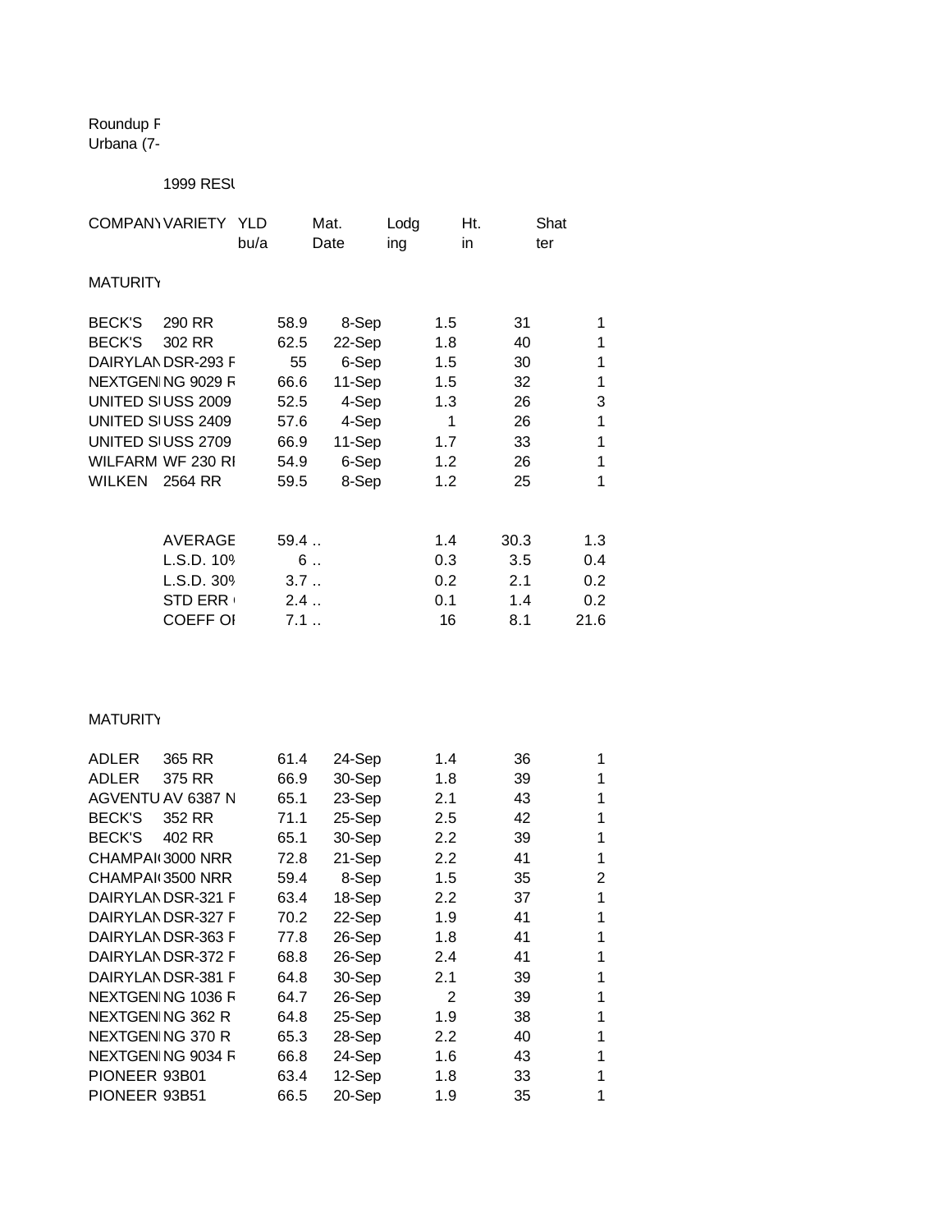Roundup F
Urbana (7-

1999 RESU

| COMPANY | VARIETY | YLD bu/a | Mat. Date | Lodging | Ht. in | Shatter |
|---|---|---|---|---|---|---|
| MATURITY | | | | | | |
| BECK'S | 290 RR | 58.9 | 8-Sep | 1.5 | 31 | 1 |
| BECK'S | 302 RR | 62.5 | 22-Sep | 1.8 | 40 | 1 |
| DAIRYLAN | DSR-293 F | 55 | 6-Sep | 1.5 | 30 | 1 |
| NEXTGEN | NG 9029 F | 66.6 | 11-Sep | 1.5 | 32 | 1 |
| UNITED S | USS 2009 | 52.5 | 4-Sep | 1.3 | 26 | 3 |
| UNITED S | USS 2409 | 57.6 | 4-Sep | 1 | 26 | 1 |
| UNITED S | USS 2709 | 66.9 | 11-Sep | 1.7 | 33 | 1 |
| WILFARM | WF 230 RI | 54.9 | 6-Sep | 1.2 | 26 | 1 |
| WILKEN | 2564 RR | 59.5 | 8-Sep | 1.2 | 25 | 1 |
| | AVERAGE | 59.4 .. | | 1.4 | 30.3 | 1.3 |
| | L.S.D. 10% | 6 .. | | 0.3 | 3.5 | 0.4 |
| | L.S.D. 30% | 3.7 .. | | 0.2 | 2.1 | 0.2 |
| | STD ERR | 2.4 .. | | 0.1 | 1.4 | 0.2 |
| | COEFF OI | 7.1 .. | | 16 | 8.1 | 21.6 |

MATURITY

| COMPANY | VARIETY | YLD bu/a | Mat. Date | Lodging | Ht. in | Shatter |
|---|---|---|---|---|---|---|
| ADLER | 365 RR | 61.4 | 24-Sep | 1.4 | 36 | 1 |
| ADLER | 375 RR | 66.9 | 30-Sep | 1.8 | 39 | 1 |
| AGVENTU | AV 6387 N | 65.1 | 23-Sep | 2.1 | 43 | 1 |
| BECK'S | 352 RR | 71.1 | 25-Sep | 2.5 | 42 | 1 |
| BECK'S | 402 RR | 65.1 | 30-Sep | 2.2 | 39 | 1 |
| CHAMPAI | 3000 NRR | 72.8 | 21-Sep | 2.2 | 41 | 1 |
| CHAMPAI | 3500 NRR | 59.4 | 8-Sep | 1.5 | 35 | 2 |
| DAIRYLAN | DSR-321 F | 63.4 | 18-Sep | 2.2 | 37 | 1 |
| DAIRYLAN | DSR-327 F | 70.2 | 22-Sep | 1.9 | 41 | 1 |
| DAIRYLAN | DSR-363 F | 77.8 | 26-Sep | 1.8 | 41 | 1 |
| DAIRYLAN | DSR-372 F | 68.8 | 26-Sep | 2.4 | 41 | 1 |
| DAIRYLAN | DSR-381 F | 64.8 | 30-Sep | 2.1 | 39 | 1 |
| NEXTGEN | NG 1036 F | 64.7 | 26-Sep | 2 | 39 | 1 |
| NEXTGEN | NG 362 R | 64.8 | 25-Sep | 1.9 | 38 | 1 |
| NEXTGEN | NG 370 R | 65.3 | 28-Sep | 2.2 | 40 | 1 |
| NEXTGEN | NG 9034 F | 66.8 | 24-Sep | 1.6 | 43 | 1 |
| PIONEER | 93B01 | 63.4 | 12-Sep | 1.8 | 33 | 1 |
| PIONEER | 93B51 | 66.5 | 20-Sep | 1.9 | 35 | 1 |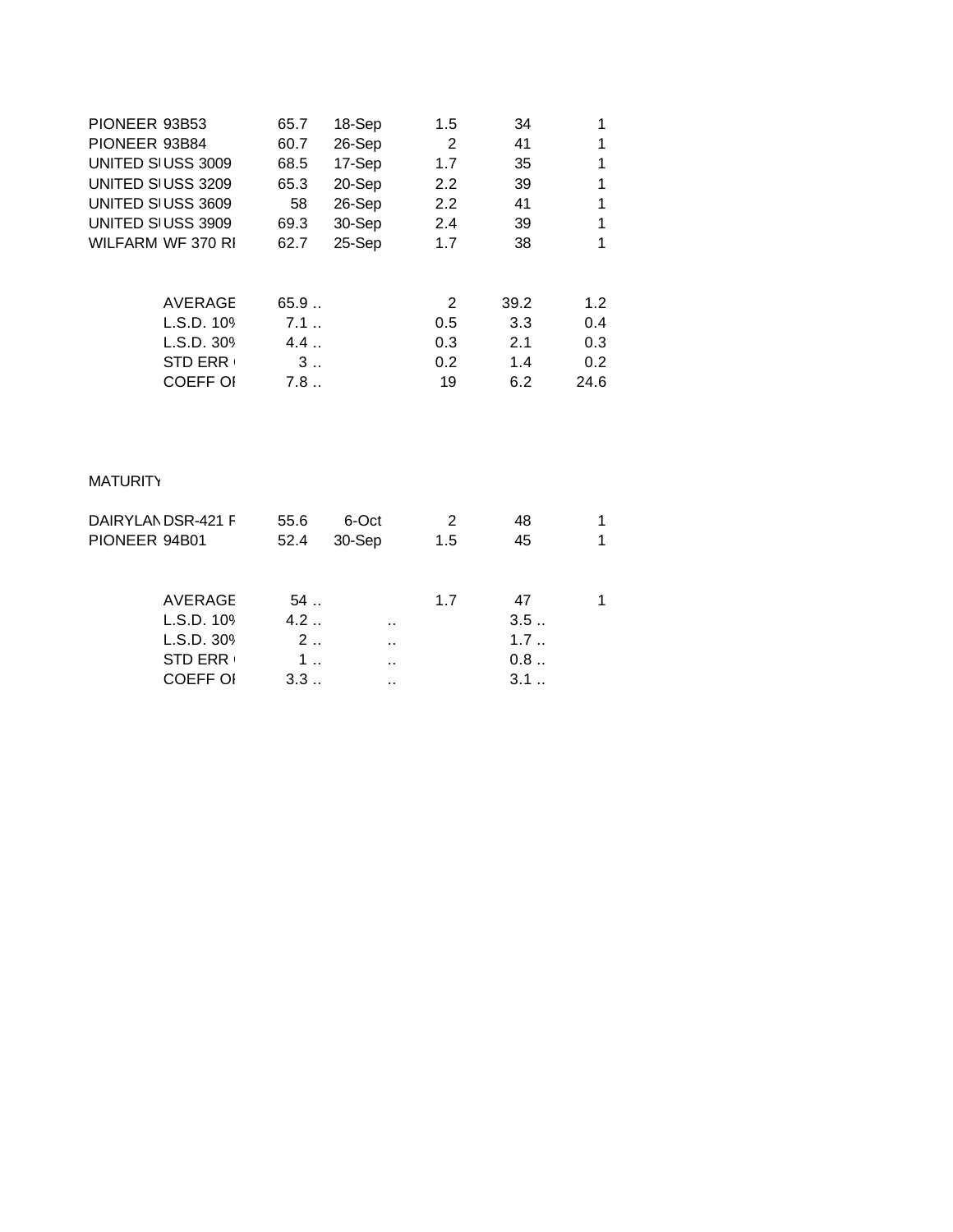| | | | | | | |
|---|---|---|---|---|---|---|
| PIONEER | 93B53 | 65.7 | 18-Sep | 1.5 | 34 | 1 |
| PIONEER | 93B84 | 60.7 | 26-Sep | 2 | 41 | 1 |
| UNITED SI | USS 3009 | 68.5 | 17-Sep | 1.7 | 35 | 1 |
| UNITED SI | USS 3209 | 65.3 | 20-Sep | 2.2 | 39 | 1 |
| UNITED SI | USS 3609 | 58 | 26-Sep | 2.2 | 41 | 1 |
| UNITED SI | USS 3909 | 69.3 | 30-Sep | 2.4 | 39 | 1 |
| WILFARM | WF 370 RI | 62.7 | 25-Sep | 1.7 | 38 | 1 |
| | | | | | | |
| | AVERAGE | 65.9 .. | | 2 | 39.2 | 1.2 |
| | L.S.D. 10% | 7.1 .. | | 0.5 | 3.3 | 0.4 |
| | L.S.D. 30% | 4.4 .. | | 0.3 | 2.1 | 0.3 |
| | STD ERR ( | 3 .. | | 0.2 | 1.4 | 0.2 |
| | COEFF OI | 7.8 .. | | 19 | 6.2 | 24.6 |

MATURITY

| | | | | | | |
|---|---|---|---|---|---|---|
| DAIRYLAN | DSR-421 F | 55.6 | 6-Oct | 2 | 48 | 1 |
| PIONEER | 94B01 | 52.4 | 30-Sep | 1.5 | 45 | 1 |
| | | | | | | |
| | AVERAGE | 54 .. | | 1.7 | 47 | 1 |
| | L.S.D. 10% | 4.2 .. | .. | | 3.5 .. | |
| | L.S.D. 30% | 2 .. | .. | | 1.7 .. | |
| | STD ERR ( | 1 .. | .. | | 0.8 .. | |
| | COEFF OI | 3.3 .. | .. | | 3.1 .. | |